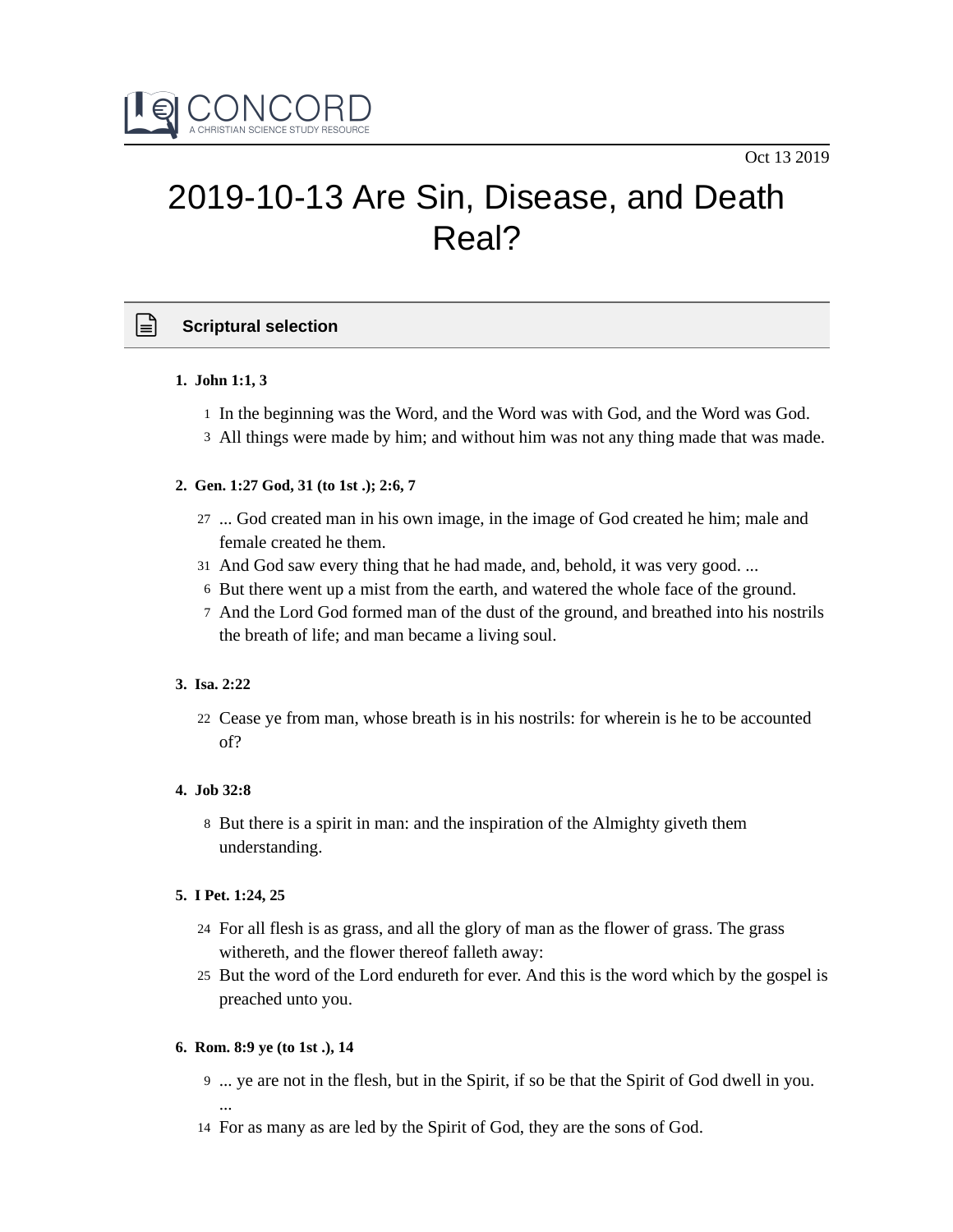CONCORD
A CHRISTIAN SCIENCE STUDY RESOURCE

Oct 13 2019

# 2019-10-13 Are Sin, Disease, and Death Real?

## Scriptural selection

1. **John 1:1, 3**

   1 In the beginning was the Word, and the Word was with God, and the Word was God.
   3 All things were made by him; and without him was not any thing made that was made.

2. **Gen. 1:27 God, 31 (to 1st .); 2:6, 7**

   27 ... God created man in his own image, in the image of God created he him; male and female created he them.
   31 And God saw every thing that he had made, and, behold, it was very good. ...
   6 But there went up a mist from the earth, and watered the whole face of the ground.
   7 And the Lord God formed man of the dust of the ground, and breathed into his nostrils the breath of life; and man became a living soul.

3. **Isa. 2:22**

   22 Cease ye from man, whose breath is in his nostrils: for wherein is he to be accounted of?

4. **Job 32:8**

   8 But there is a spirit in man: and the inspiration of the Almighty giveth them understanding.

5. **I Pet. 1:24, 25**

   24 For all flesh is as grass, and all the glory of man as the flower of grass. The grass withereth, and the flower thereof falleth away:
   25 But the word of the Lord endureth for ever. And this is the word which by the gospel is preached unto you.

6. **Rom. 8:9 ye (to 1st .), 14**

   9 ... ye are not in the flesh, but in the Spirit, if so be that the Spirit of God dwell in you. ...
   14 For as many as are led by the Spirit of God, they are the sons of God.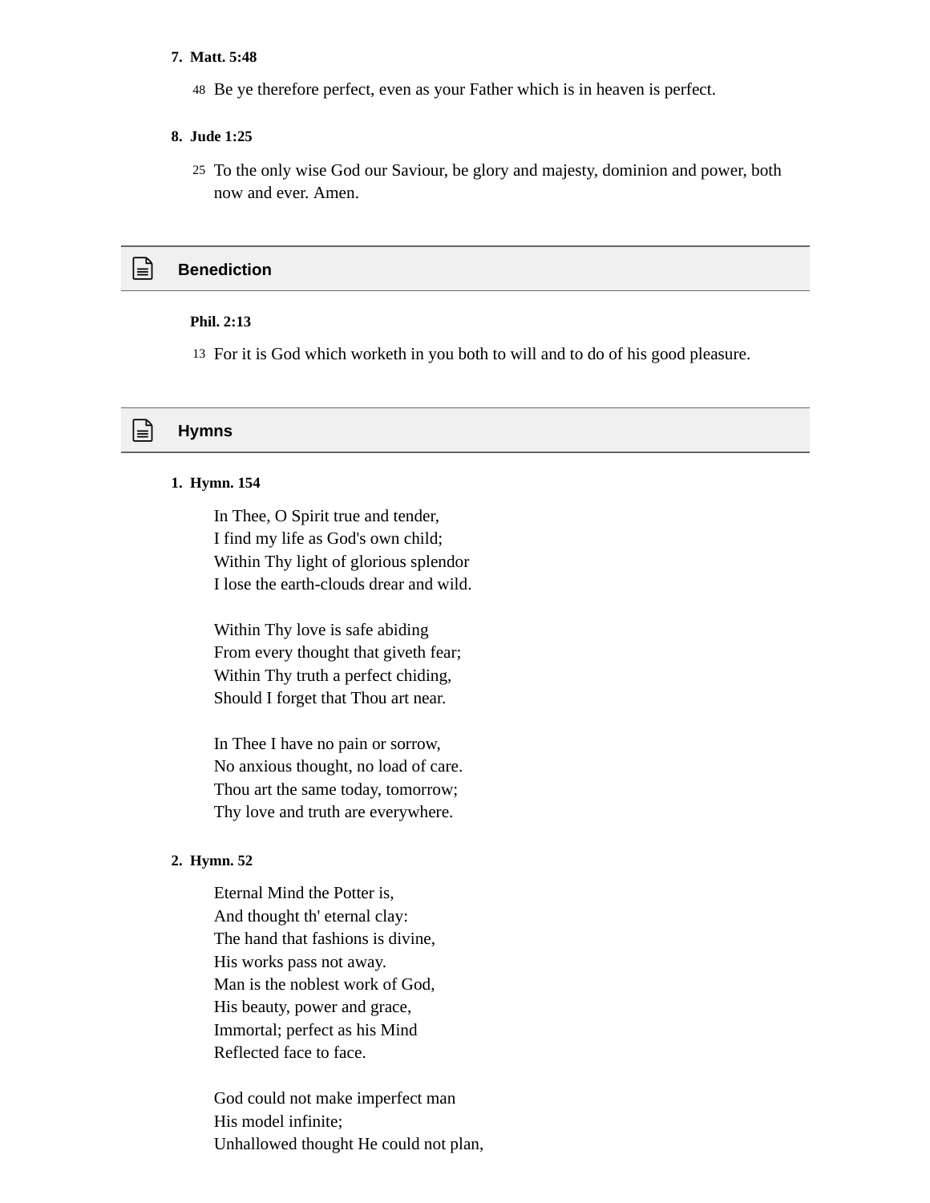**7. Matt. 5:48**

48 Be ye therefore perfect, even as your Father which is in heaven is perfect.

**8. Jude 1:25**

25 To the only wise God our Saviour, be glory and majesty, dominion and power, both now and ever. Amen.

## Benediction

**Phil. 2:13**

13 For it is God which worketh in you both to will and to do of his good pleasure.

## Hymns

**1. Hymn. 154**

In Thee, O Spirit true and tender,
I find my life as God's own child;
Within Thy light of glorious splendor
I lose the earth-clouds drear and wild.

Within Thy love is safe abiding
From every thought that giveth fear;
Within Thy truth a perfect chiding,
Should I forget that Thou art near.

In Thee I have no pain or sorrow,
No anxious thought, no load of care.
Thou art the same today, tomorrow;
Thy love and truth are everywhere.

**2. Hymn. 52**

Eternal Mind the Potter is,
And thought th' eternal clay:
The hand that fashions is divine,
His works pass not away.
Man is the noblest work of God,
His beauty, power and grace,
Immortal; perfect as his Mind
Reflected face to face.

God could not make imperfect man
His model infinite;
Unhallowed thought He could not plan,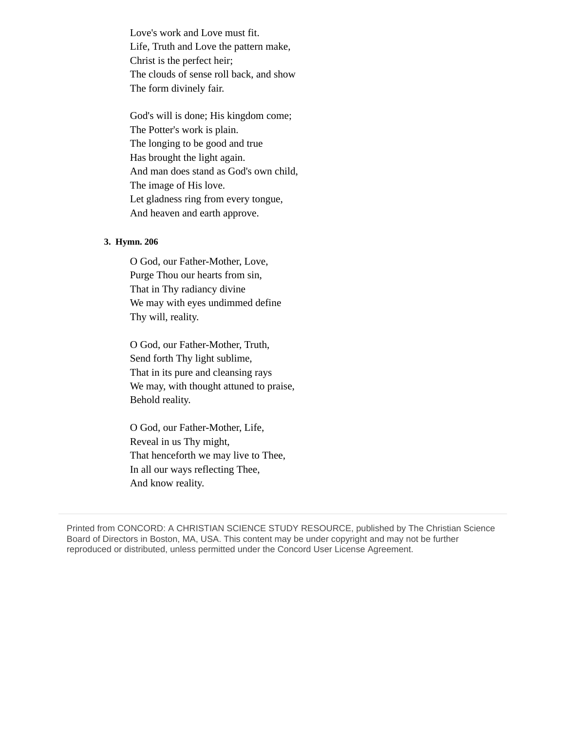Love's work and Love must fit.
Life, Truth and Love the pattern make,
Christ is the perfect heir;
The clouds of sense roll back, and show
The form divinely fair.

God's will is done; His kingdom come;
The Potter's work is plain.
The longing to be good and true
Has brought the light again.
And man does stand as God's own child,
The image of His love.
Let gladness ring from every tongue,
And heaven and earth approve.

**3. Hymn. 206**

O God, our Father-Mother, Love,
Purge Thou our hearts from sin,
That in Thy radiancy divine
We may with eyes undimmed define
Thy will, reality.

O God, our Father-Mother, Truth,
Send forth Thy light sublime,
That in its pure and cleansing rays
We may, with thought attuned to praise,
Behold reality.

O God, our Father-Mother, Life,
Reveal in us Thy might,
That henceforth we may live to Thee,
In all our ways reflecting Thee,
And know reality.

---

Printed from CONCORD: A CHRISTIAN SCIENCE STUDY RESOURCE, published by The Christian Science Board of Directors in Boston, MA, USA. This content may be under copyright and may not be further reproduced or distributed, unless permitted under the Concord User License Agreement.